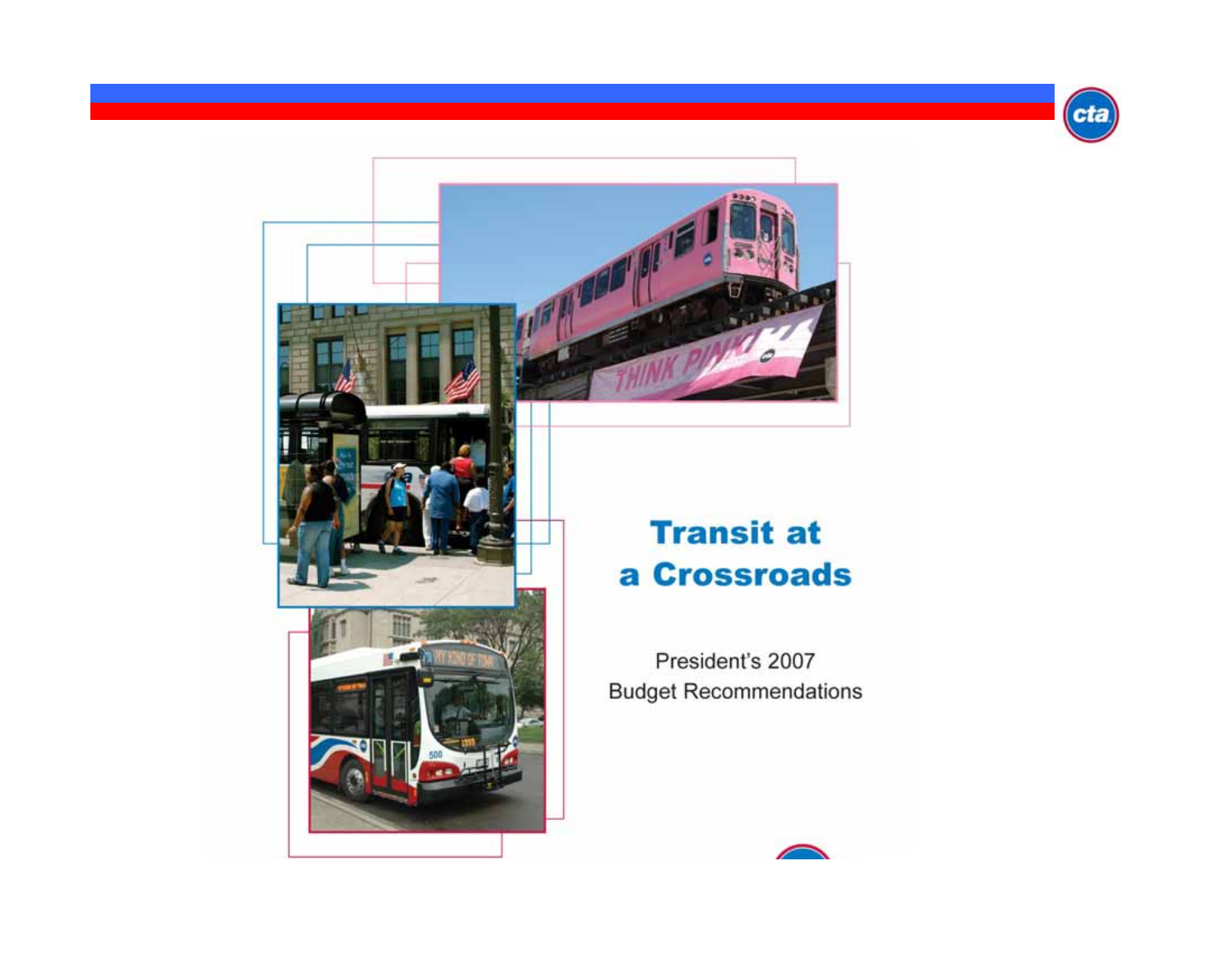# Transit at a Crossroads

President's 2007
Budget Recommendations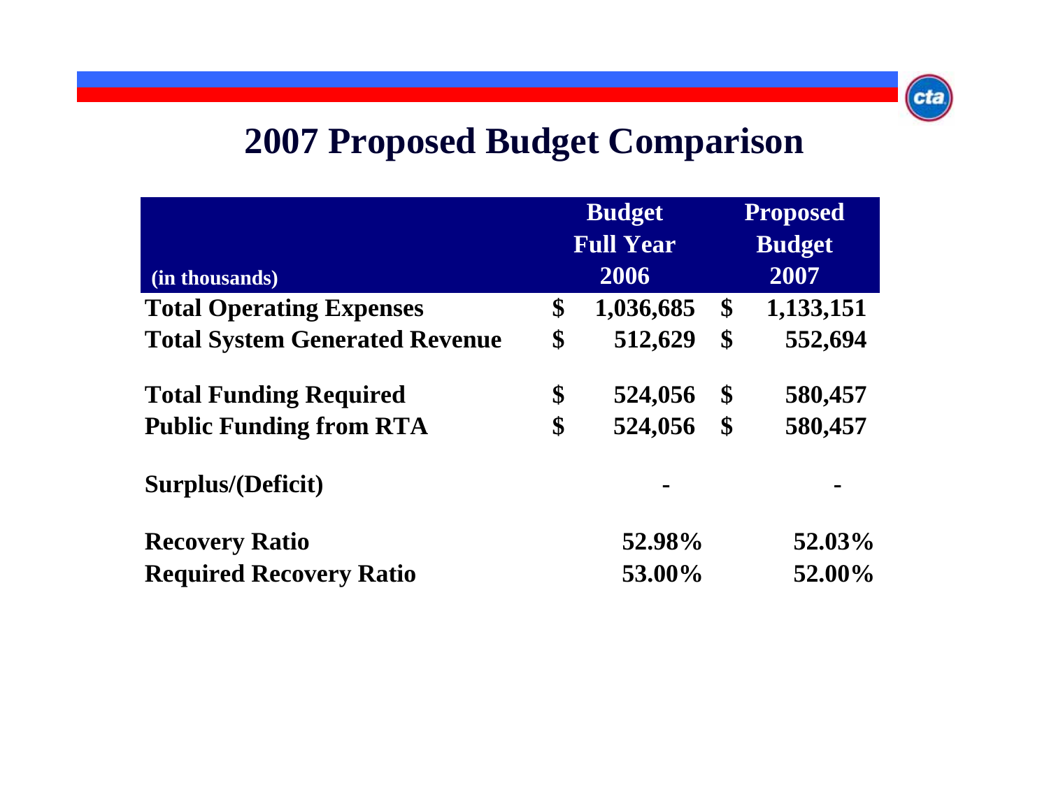# 2007 Proposed Budget Comparison

| (in thousands) | Budget Full Year 2006 | Proposed Budget 2007 |
|---|---|---|
| **Total Operating Expenses** | $ 1,036,685 | $ 1,133,151 |
| **Total System Generated Revenue** | $ 512,629 | $ 552,694 |
| **Total Funding Required** | $ 524,056 | $ 580,457 |
| **Public Funding from RTA** | $ 524,056 | $ 580,457 |
| **Surplus/(Deficit)** | - | - |
| **Recovery Ratio** | 52.98% | 52.03% |
| **Required Recovery Ratio** | 53.00% | 52.00% |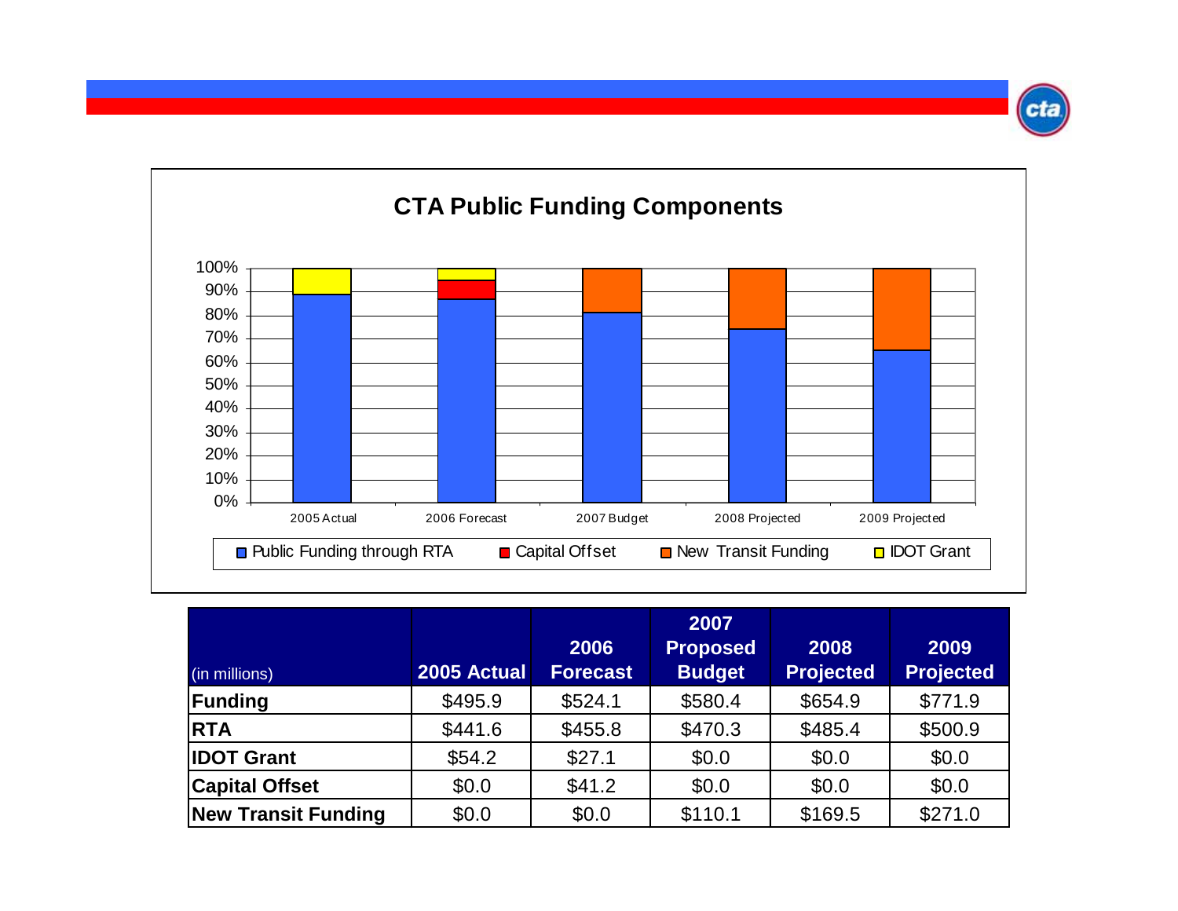## CTA Public Funding Components

| (in millions) | 2005 Actual | 2006 Forecast | 2007 Proposed Budget | 2008 Projected | 2009 Projected |
|---|---|---|---|---|---|
| **Funding** | $495.9 | $524.1 | $580.4 | $654.9 | $771.9 |
| **RTA** | $441.6 | $455.8 | $470.3 | $485.4 | $500.9 |
| **IDOT Grant** | $54.2 | $27.1 | $0.0 | $0.0 | $0.0 |
| **Capital Offset** | $0.0 | $41.2 | $0.0 | $0.0 | $0.0 |
| **New Transit Funding** | $0.0 | $0.0 | $110.1 | $169.5 | $271.0 |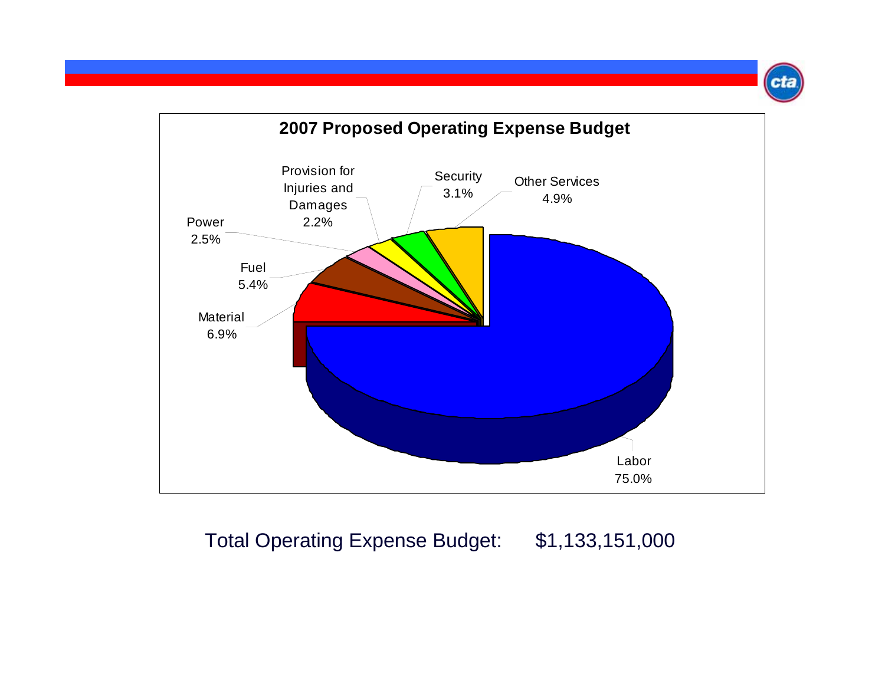## 2007 Proposed Operating Expense Budget

| Category | Percentage |
|---|---|
| Labor | 75.0% |
| Material | 6.9% |
| Fuel | 5.4% |
| Power | 2.5% |
| Provision for Injuries and Damages | 2.2% |
| Security | 3.1% |
| Other Services | 4.9% |

Total Operating Expense Budget: $1,133,151,000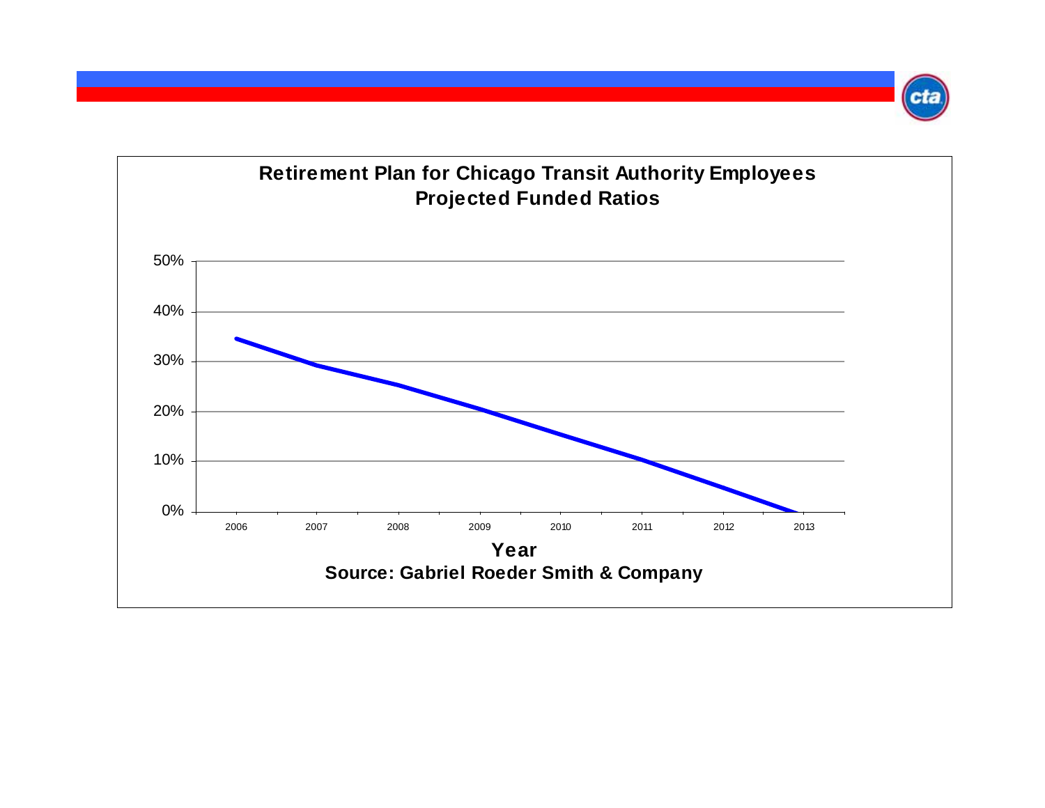## Retirement Plan for Chicago Transit Authority Employees
## Projected Funded Ratios

| Year | Projected Funded Ratio (approx.) |
|---|---|
| 2006 | 35% |
| 2007 | 29% |
| 2008 | 25% |
| 2009 | 20% |
| 2010 | 15% |
| 2011 | 10% |
| 2012 | 5% |
| 2013 | 0% |

**Year**

**Source: Gabriel Roeder Smith & Company**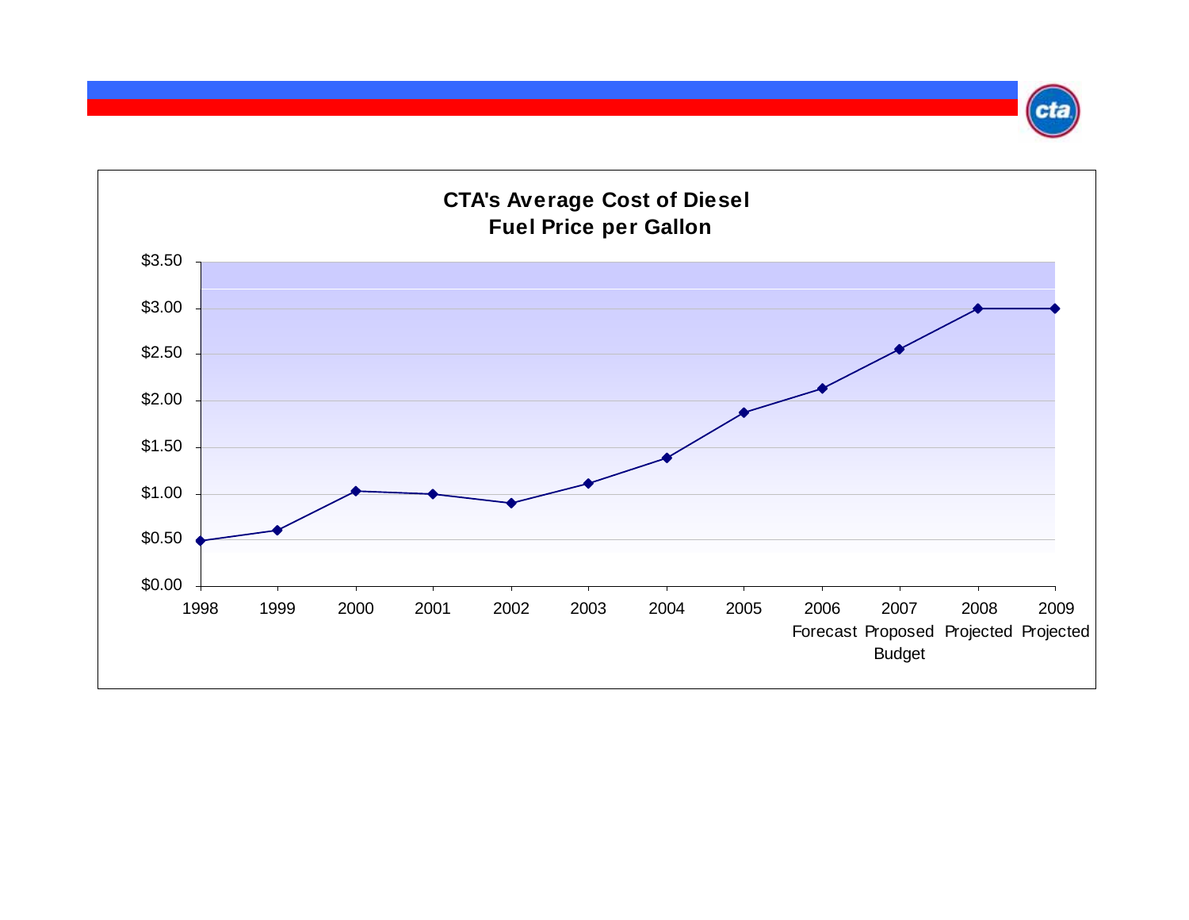## CTA's Average Cost of Diesel Fuel Price per Gallon

| Year | Price per Gallon |
|---|---|
| 1998 | $0.49 |
| 1999 | $0.61 |
| 2000 | $1.03 |
| 2001 | $1.00 |
| 2002 | $0.90 |
| 2003 | $1.11 |
| 2004 | $1.39 |
| 2005 | $1.87 |
| 2006 Forecast | $2.13 |
| 2007 Proposed Budget | $2.56 |
| 2008 Projected | $3.00 |
| 2009 Projected | $3.00 |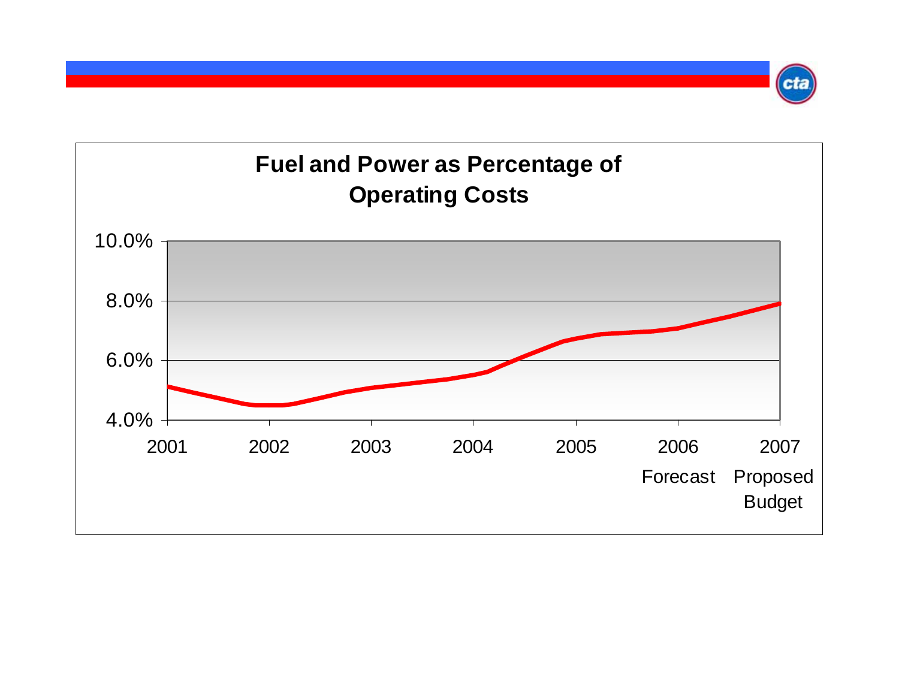## Fuel and Power as Percentage of Operating Costs

10.0%
8.0%
6.0%
4.0%

2001 2002 2003 2004 2005 2006 Forecast 2007 Proposed Budget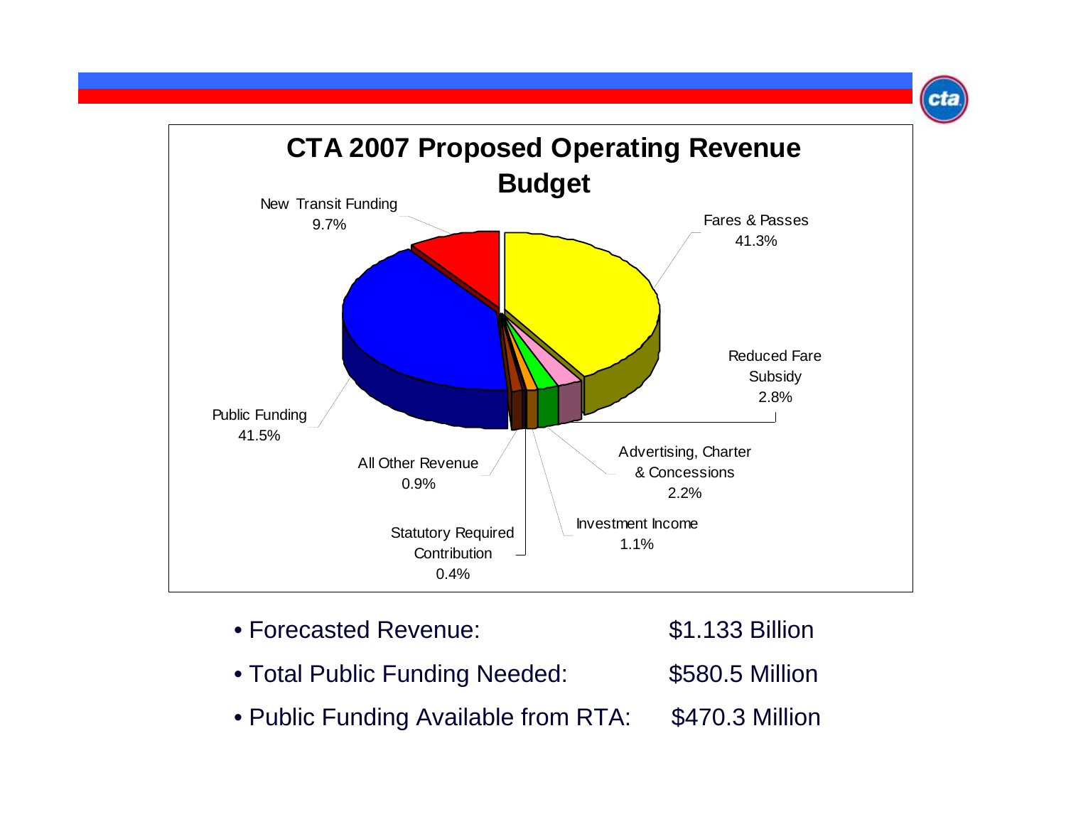## CTA 2007 Proposed Operating Revenue Budget

| Category | Percentage |
| --- | --- |
| Fares & Passes | 41.3% |
| Reduced Fare Subsidy | 2.8% |
| Advertising, Charter & Concessions | 2.2% |
| Investment Income | 1.1% |
| Statutory Required Contribution | 0.4% |
| All Other Revenue | 0.9% |
| Public Funding | 41.5% |
| New Transit Funding | 9.7% |

- Forecasted Revenue: $1.133 Billion
- Total Public Funding Needed: $580.5 Million
- Public Funding Available from RTA: $470.3 Million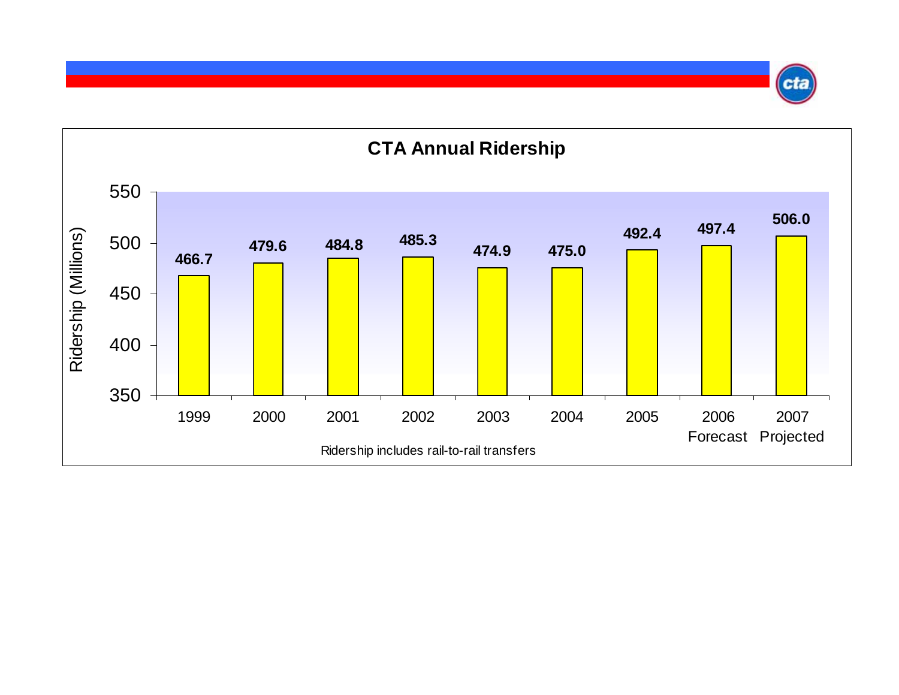## CTA Annual Ridership

| Year | Ridership (Millions) |
|---|---|
| 1999 | 466.7 |
| 2000 | 479.6 |
| 2001 | 484.8 |
| 2002 | 485.3 |
| 2003 | 474.9 |
| 2004 | 475.0 |
| 2005 | 492.4 |
| 2006 Forecast | 497.4 |
| 2007 Projected | 506.0 |

Ridership includes rail-to-rail transfers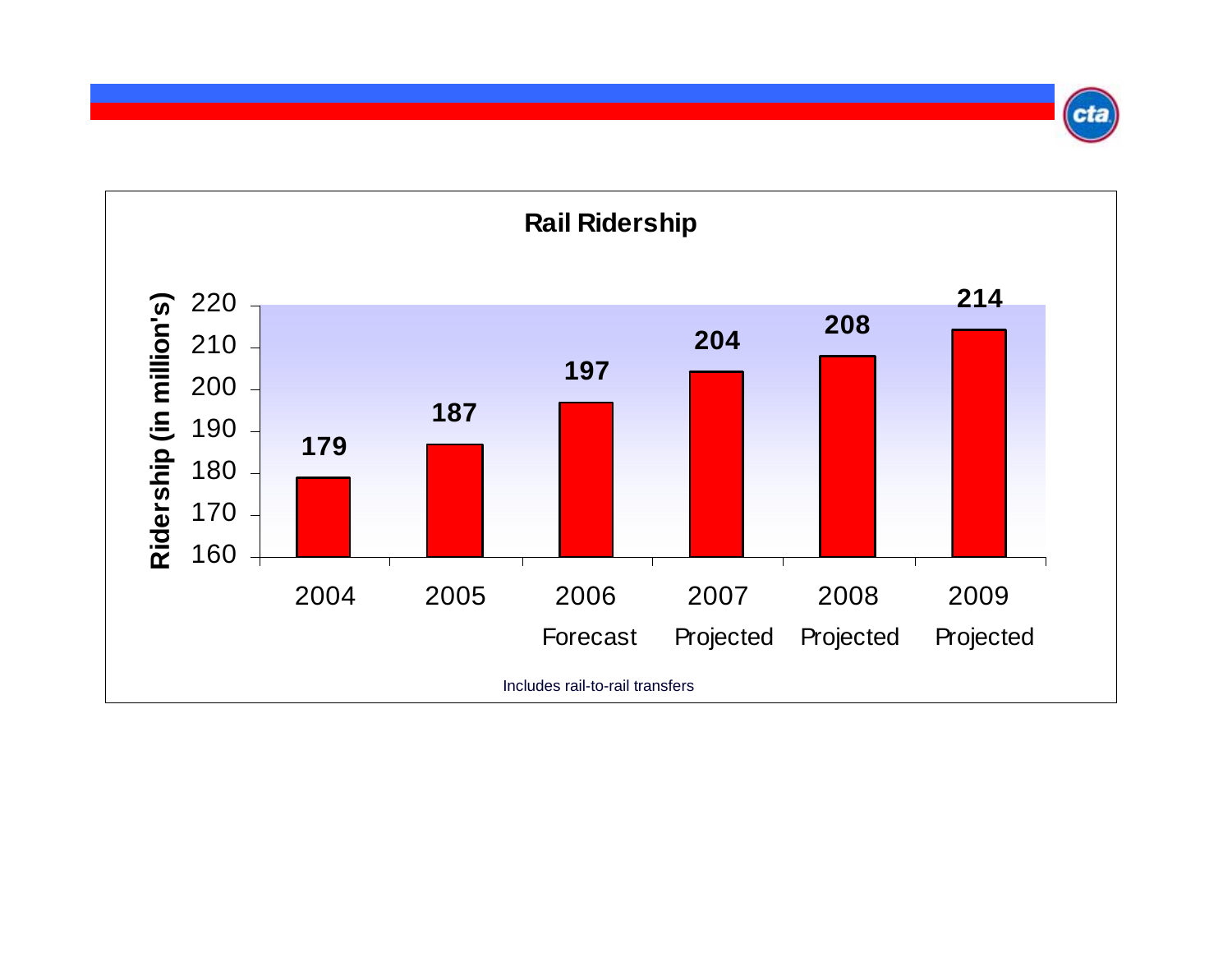## Rail Ridership

| Year | Ridership (in million's) |
| --- | --- |
| 2004 | 179 |
| 2005 | 187 |
| 2006 Forecast | 197 |
| 2007 Projected | 204 |
| 2008 Projected | 208 |
| 2009 Projected | 214 |

Includes rail-to-rail transfers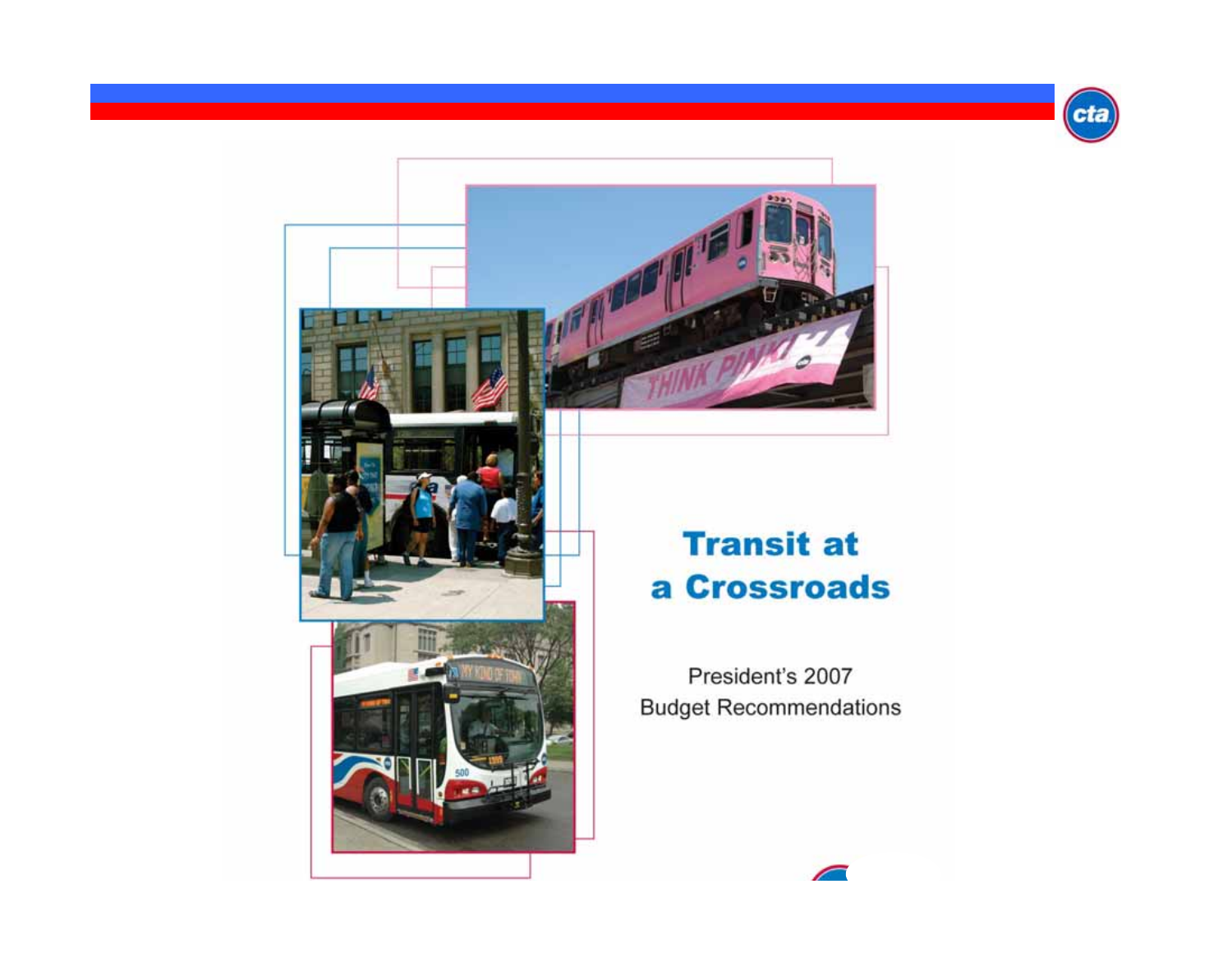# Transit at a Crossroads

President's 2007
Budget Recommendations